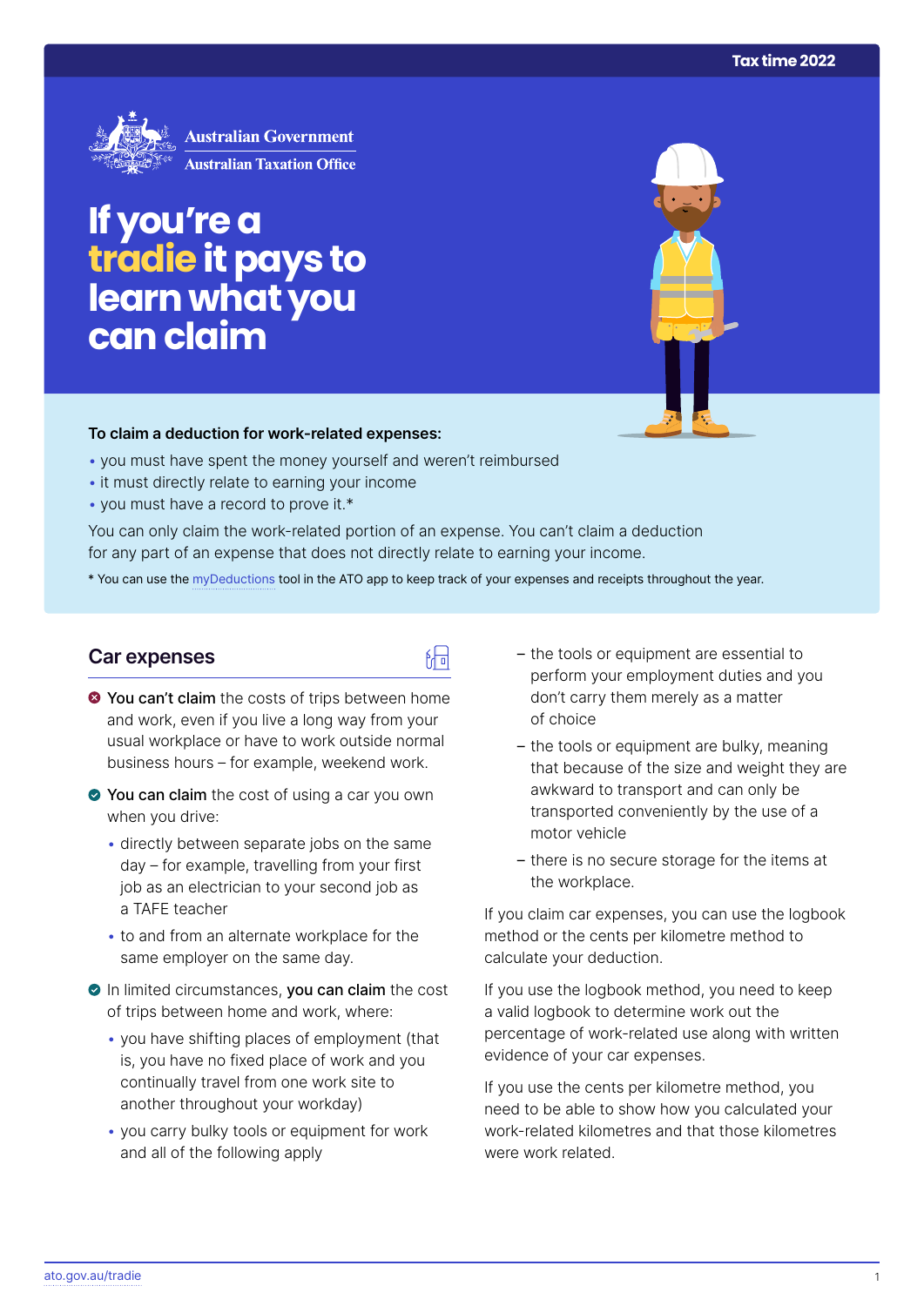Tax time 2022

Australian Government
Australian Taxation Office

# If you're a tradie it pays to learn what you can claim

**To claim a deduction for work-related expenses:**

- you must have spent the money yourself and weren't reimbursed
- it must directly relate to earning your income
- you must have a record to prove it.*

You can only claim the work-related portion of an expense. You can't claim a deduction for any part of an expense that does not directly relate to earning your income.

* You can use the myDeductions tool in the ATO app to keep track of your expenses and receipts throughout the year.

## Car expenses

- **You can't claim** the costs of trips between home and work, even if you live a long way from your usual workplace or have to work outside normal business hours – for example, weekend work.
- **You can claim** the cost of using a car you own when you drive:
  - directly between separate jobs on the same day – for example, travelling from your first job as an electrician to your second job as a TAFE teacher
  - to and from an alternate workplace for the same employer on the same day.
- In limited circumstances, **you can claim** the cost of trips between home and work, where:
  - you have shifting places of employment (that is, you have no fixed place of work and you continually travel from one work site to another throughout your workday)
  - you carry bulky tools or equipment for work and all of the following apply
    - the tools or equipment are essential to perform your employment duties and you don't carry them merely as a matter of choice
    - the tools or equipment are bulky, meaning that because of the size and weight they are awkward to transport and can only be transported conveniently by the use of a motor vehicle
    - there is no secure storage for the items at the workplace.

If you claim car expenses, you can use the logbook method or the cents per kilometre method to calculate your deduction.

If you use the logbook method, you need to keep a valid logbook to determine work out the percentage of work-related use along with written evidence of your car expenses.

If you use the cents per kilometre method, you need to be able to show how you calculated your work-related kilometres and that those kilometres were work related.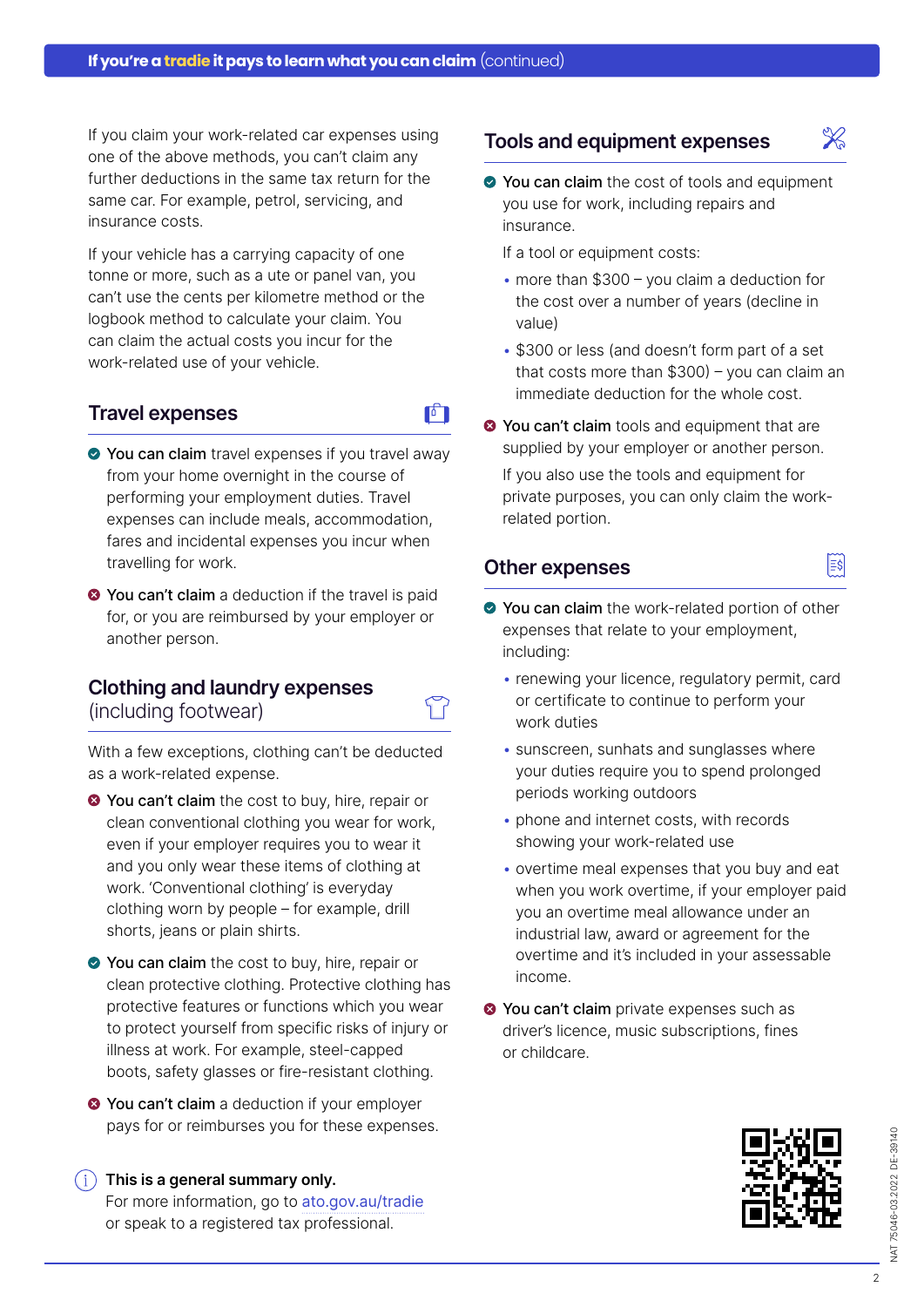If you claim your work-related car expenses using one of the above methods, you can't claim any further deductions in the same tax return for the same car. For example, petrol, servicing, and insurance costs.

If your vehicle has a carrying capacity of one tonne or more, such as a ute or panel van, you can't use the cents per kilometre method or the logbook method to calculate your claim. You can claim the actual costs you incur for the work-related use of your vehicle.

## Travel expenses

- **You can claim** travel expenses if you travel away from your home overnight in the course of performing your employment duties. Travel expenses can include meals, accommodation, fares and incidental expenses you incur when travelling for work.
- **You can't claim** a deduction if the travel is paid for, or you are reimbursed by your employer or another person.

## Clothing and laundry expenses (including footwear)

With a few exceptions, clothing can't be deducted as a work-related expense.

- **You can't claim** the cost to buy, hire, repair or clean conventional clothing you wear for work, even if your employer requires you to wear it and you only wear these items of clothing at work. 'Conventional clothing' is everyday clothing worn by people – for example, drill shorts, jeans or plain shirts.
- **You can claim** the cost to buy, hire, repair or clean protective clothing. Protective clothing has protective features or functions which you wear to protect yourself from specific risks of injury or illness at work. For example, steel-capped boots, safety glasses or fire-resistant clothing.
- **You can't claim** a deduction if your employer pays for or reimburses you for these expenses.

**This is a general summary only.**
For more information, go to ato.gov.au/tradie or speak to a registered tax professional.

## Tools and equipment expenses

- **You can claim** the cost of tools and equipment you use for work, including repairs and insurance.

  If a tool or equipment costs:

  - more than $300 – you claim a deduction for the cost over a number of years (decline in value)
  - $300 or less (and doesn't form part of a set that costs more than $300) – you can claim an immediate deduction for the whole cost.

- **You can't claim** tools and equipment that are supplied by your employer or another person.

  If you also use the tools and equipment for private purposes, you can only claim the work-related portion.

## Other expenses

- **You can claim** the work-related portion of other expenses that relate to your employment, including:
  - renewing your licence, regulatory permit, card or certificate to continue to perform your work duties
  - sunscreen, sunhats and sunglasses where your duties require you to spend prolonged periods working outdoors
  - phone and internet costs, with records showing your work-related use
  - overtime meal expenses that you buy and eat when you work overtime, if your employer paid you an overtime meal allowance under an industrial law, award or agreement for the overtime and it's included in your assessable income.
- **You can't claim** private expenses such as driver's licence, music subscriptions, fines or childcare.

NAT 75046-03.2022 DE-39140